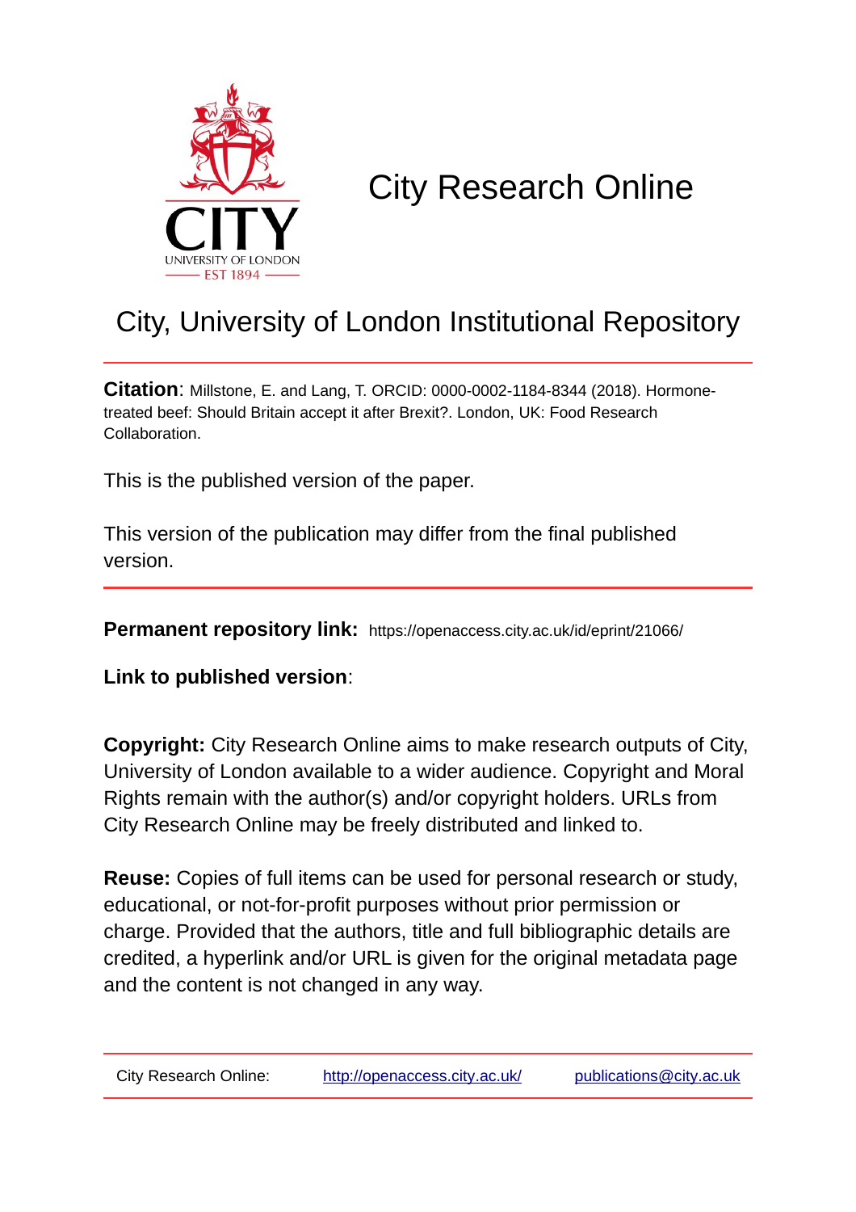# City Research Online

## City, University of London Institutional Repository

**Citation**: Millstone, E. and Lang, T. ORCID: 0000-0002-1184-8344 (2018). Hormone-treated beef: Should Britain accept it after Brexit?. London, UK: Food Research Collaboration.

This is the published version of the paper.

This version of the publication may differ from the final published version.

**Permanent repository link:** https://openaccess.city.ac.uk/id/eprint/21066/

**Link to published version**:

**Copyright:** City Research Online aims to make research outputs of City, University of London available to a wider audience. Copyright and Moral Rights remain with the author(s) and/or copyright holders. URLs from City Research Online may be freely distributed and linked to.

**Reuse:** Copies of full items can be used for personal research or study, educational, or not-for-profit purposes without prior permission or charge. Provided that the authors, title and full bibliographic details are credited, a hyperlink and/or URL is given for the original metadata page and the content is not changed in any way.

City Research Online: http://openaccess.city.ac.uk/ publications@city.ac.uk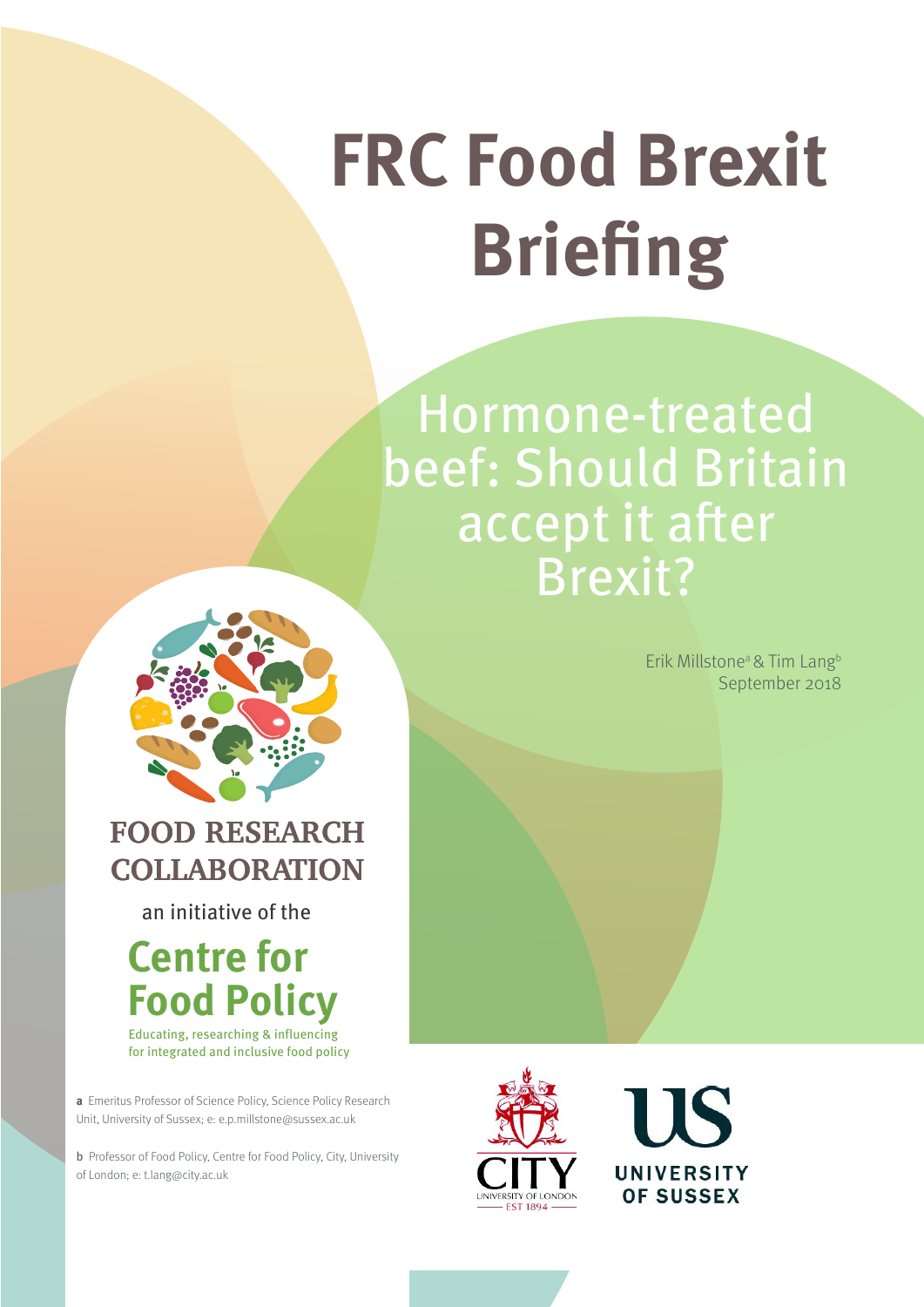# FRC Food Brexit Briefing

## Hormone-treated beef: Should Britain accept it after Brexit?

Erik Millstone[a] & Tim Lang[b]
September 2018

FOOD RESEARCH COLLABORATION

an initiative of the

Centre for Food Policy

Educating, researching & influencing for integrated and inclusive food policy

**a** Emeritus Professor of Science Policy, Science Policy Research Unit, University of Sussex; e: e.p.millstone@sussex.ac.uk

**b** Professor of Food Policy, Centre for Food Policy, City, University of London; e: t.lang@city.ac.uk

CITY UNIVERSITY OF LONDON EST 1894

UNIVERSITY OF SUSSEX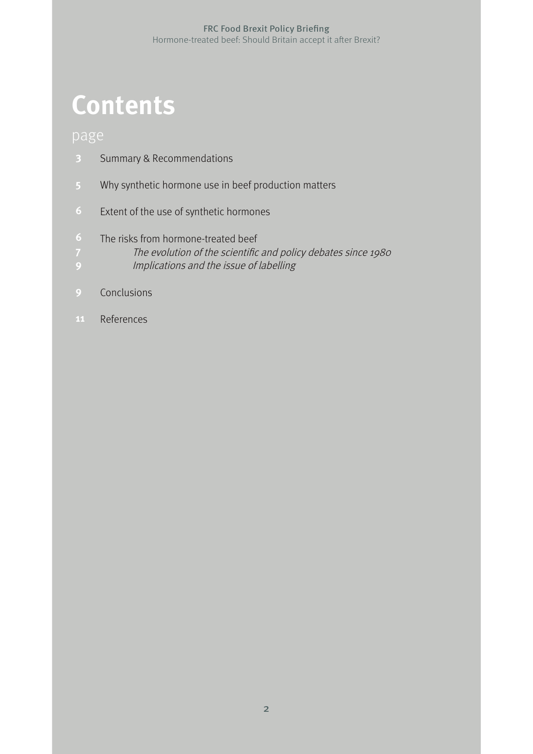# Contents

page

| page | |
|---|---|
| 3 | Summary & Recommendations |
| 5 | Why synthetic hormone use in beef production matters |
| 6 | Extent of the use of synthetic hormones |
| 6 | The risks from hormone-treated beef |
| 7 | *The evolution of the scientific and policy debates since 1980* |
| 9 | *Implications and the issue of labelling* |
| 9 | Conclusions |
| 11 | References |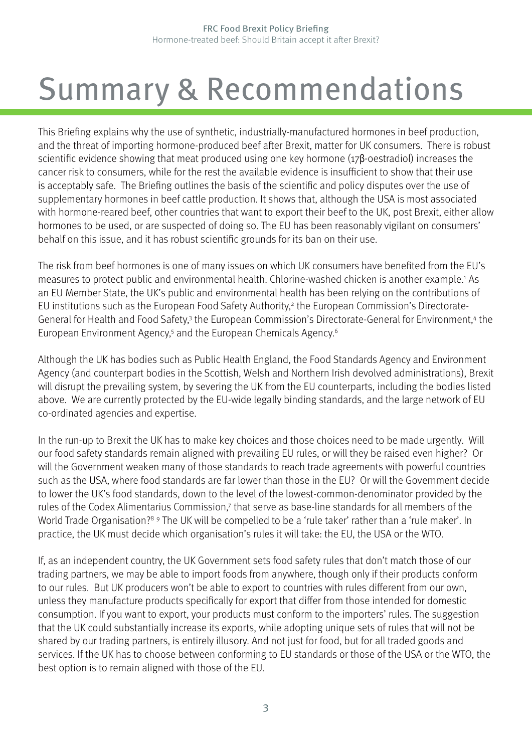# Summary & Recommendations

This Briefing explains why the use of synthetic, industrially-manufactured hormones in beef production, and the threat of importing hormone-produced beef after Brexit, matter for UK consumers. There is robust scientific evidence showing that meat produced using one key hormone (17β-oestradiol) increases the cancer risk to consumers, while for the rest the available evidence is insufficient to show that their use is acceptably safe. The Briefing outlines the basis of the scientific and policy disputes over the use of supplementary hormones in beef cattle production. It shows that, although the USA is most associated with hormone-reared beef, other countries that want to export their beef to the UK, post Brexit, either allow hormones to be used, or are suspected of doing so. The EU has been reasonably vigilant on consumers' behalf on this issue, and it has robust scientific grounds for its ban on their use.

The risk from beef hormones is one of many issues on which UK consumers have benefited from the EU's measures to protect public and environmental health. Chlorine-washed chicken is another example.[1] As an EU Member State, the UK's public and environmental health has been relying on the contributions of EU institutions such as the European Food Safety Authority,[2] the European Commission's Directorate-General for Health and Food Safety,[3] the European Commission's Directorate-General for Environment,[4] the European Environment Agency,[5] and the European Chemicals Agency.[6]

Although the UK has bodies such as Public Health England, the Food Standards Agency and Environment Agency (and counterpart bodies in the Scottish, Welsh and Northern Irish devolved administrations), Brexit will disrupt the prevailing system, by severing the UK from the EU counterparts, including the bodies listed above. We are currently protected by the EU-wide legally binding standards, and the large network of EU co-ordinated agencies and expertise.

In the run-up to Brexit the UK has to make key choices and those choices need to be made urgently. Will our food safety standards remain aligned with prevailing EU rules, or will they be raised even higher? Or will the Government weaken many of those standards to reach trade agreements with powerful countries such as the USA, where food standards are far lower than those in the EU? Or will the Government decide to lower the UK's food standards, down to the level of the lowest-common-denominator provided by the rules of the Codex Alimentarius Commission,[7] that serve as base-line standards for all members of the World Trade Organisation?[8] [9] The UK will be compelled to be a 'rule taker' rather than a 'rule maker'. In practice, the UK must decide which organisation's rules it will take: the EU, the USA or the WTO.

If, as an independent country, the UK Government sets food safety rules that don't match those of our trading partners, we may be able to import foods from anywhere, though only if their products conform to our rules. But UK producers won't be able to export to countries with rules different from our own, unless they manufacture products specifically for export that differ from those intended for domestic consumption. If you want to export, your products must conform to the importers' rules. The suggestion that the UK could substantially increase its exports, while adopting unique sets of rules that will not be shared by our trading partners, is entirely illusory. And not just for food, but for all traded goods and services. If the UK has to choose between conforming to EU standards or those of the USA or the WTO, the best option is to remain aligned with those of the EU.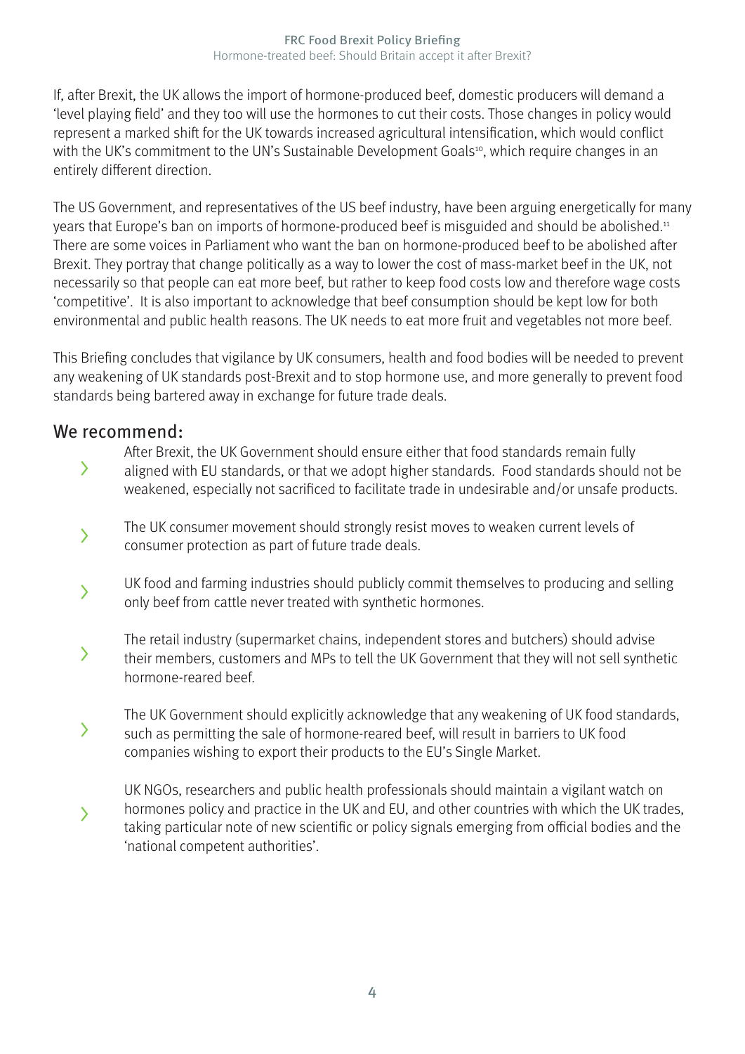If, after Brexit, the UK allows the import of hormone-produced beef, domestic producers will demand a 'level playing field' and they too will use the hormones to cut their costs. Those changes in policy would represent a marked shift for the UK towards increased agricultural intensification, which would conflict with the UK's commitment to the UN's Sustainable Development Goals[10], which require changes in an entirely different direction.

The US Government, and representatives of the US beef industry, have been arguing energetically for many years that Europe's ban on imports of hormone-produced beef is misguided and should be abolished.[11] There are some voices in Parliament who want the ban on hormone-produced beef to be abolished after Brexit. They portray that change politically as a way to lower the cost of mass-market beef in the UK, not necessarily so that people can eat more beef, but rather to keep food costs low and therefore wage costs 'competitive'. It is also important to acknowledge that beef consumption should be kept low for both environmental and public health reasons. The UK needs to eat more fruit and vegetables not more beef.

This Briefing concludes that vigilance by UK consumers, health and food bodies will be needed to prevent any weakening of UK standards post-Brexit and to stop hormone use, and more generally to prevent food standards being bartered away in exchange for future trade deals.

## We recommend:

- After Brexit, the UK Government should ensure either that food standards remain fully aligned with EU standards, or that we adopt higher standards. Food standards should not be weakened, especially not sacrificed to facilitate trade in undesirable and/or unsafe products.
- The UK consumer movement should strongly resist moves to weaken current levels of consumer protection as part of future trade deals.
- UK food and farming industries should publicly commit themselves to producing and selling only beef from cattle never treated with synthetic hormones.
- The retail industry (supermarket chains, independent stores and butchers) should advise their members, customers and MPs to tell the UK Government that they will not sell synthetic hormone-reared beef.
- The UK Government should explicitly acknowledge that any weakening of UK food standards, such as permitting the sale of hormone-reared beef, will result in barriers to UK food companies wishing to export their products to the EU's Single Market.
- UK NGOs, researchers and public health professionals should maintain a vigilant watch on hormones policy and practice in the UK and EU, and other countries with which the UK trades, taking particular note of new scientific or policy signals emerging from official bodies and the 'national competent authorities'.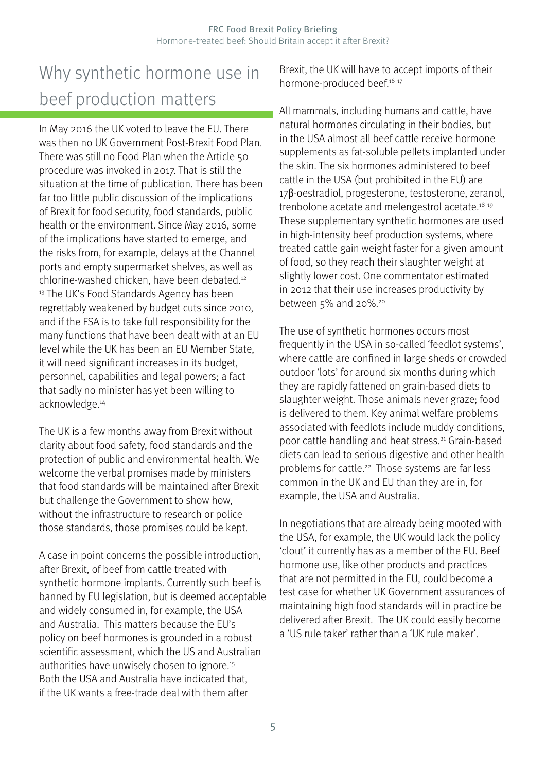## Why synthetic hormone use in beef production matters

In May 2016 the UK voted to leave the EU. There was then no UK Government Post-Brexit Food Plan. There was still no Food Plan when the Article 50 procedure was invoked in 2017. That is still the situation at the time of publication. There has been far too little public discussion of the implications of Brexit for food security, food standards, public health or the environment. Since May 2016, some of the implications have started to emerge, and the risks from, for example, delays at the Channel ports and empty supermarket shelves, as well as chlorine-washed chicken, have been debated.[12] [13] The UK's Food Standards Agency has been regrettably weakened by budget cuts since 2010, and if the FSA is to take full responsibility for the many functions that have been dealt with at an EU level while the UK has been an EU Member State, it will need significant increases in its budget, personnel, capabilities and legal powers; a fact that sadly no minister has yet been willing to acknowledge.[14]

The UK is a few months away from Brexit without clarity about food safety, food standards and the protection of public and environmental health. We welcome the verbal promises made by ministers that food standards will be maintained after Brexit but challenge the Government to show how, without the infrastructure to research or police those standards, those promises could be kept.

A case in point concerns the possible introduction, after Brexit, of beef from cattle treated with synthetic hormone implants. Currently such beef is banned by EU legislation, but is deemed acceptable and widely consumed in, for example, the USA and Australia. This matters because the EU's policy on beef hormones is grounded in a robust scientific assessment, which the US and Australian authorities have unwisely chosen to ignore.[15] Both the USA and Australia have indicated that, if the UK wants a free-trade deal with them after Brexit, the UK will have to accept imports of their hormone-produced beef.[16] [17]

All mammals, including humans and cattle, have natural hormones circulating in their bodies, but in the USA almost all beef cattle receive hormone supplements as fat-soluble pellets implanted under the skin. The six hormones administered to beef cattle in the USA (but prohibited in the EU) are 17β-oestradiol, progesterone, testosterone, zeranol, trenbolone acetate and melengestrol acetate.[18] [19] These supplementary synthetic hormones are used in high-intensity beef production systems, where treated cattle gain weight faster for a given amount of food, so they reach their slaughter weight at slightly lower cost. One commentator estimated in 2012 that their use increases productivity by between 5% and 20%.[20]

The use of synthetic hormones occurs most frequently in the USA in so-called 'feedlot systems', where cattle are confined in large sheds or crowded outdoor 'lots' for around six months during which they are rapidly fattened on grain-based diets to slaughter weight. Those animals never graze; food is delivered to them. Key animal welfare problems associated with feedlots include muddy conditions, poor cattle handling and heat stress.[21] Grain-based diets can lead to serious digestive and other health problems for cattle.[22] Those systems are far less common in the UK and EU than they are in, for example, the USA and Australia.

In negotiations that are already being mooted with the USA, for example, the UK would lack the policy 'clout' it currently has as a member of the EU. Beef hormone use, like other products and practices that are not permitted in the EU, could become a test case for whether UK Government assurances of maintaining high food standards will in practice be delivered after Brexit. The UK could easily become a 'US rule taker' rather than a 'UK rule maker'.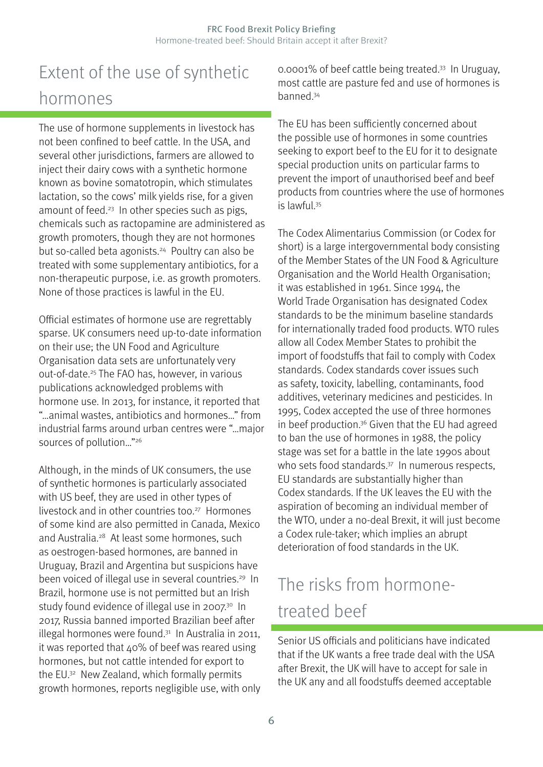## Extent of the use of synthetic hormones

The use of hormone supplements in livestock has not been confined to beef cattle. In the USA, and several other jurisdictions, farmers are allowed to inject their dairy cows with a synthetic hormone known as bovine somatotropin, which stimulates lactation, so the cows' milk yields rise, for a given amount of feed.[23] In other species such as pigs, chemicals such as ractopamine are administered as growth promoters, though they are not hormones but so-called beta agonists.[24] Poultry can also be treated with some supplementary antibiotics, for a non-therapeutic purpose, i.e. as growth promoters. None of those practices is lawful in the EU.

Official estimates of hormone use are regrettably sparse. UK consumers need up-to-date information on their use; the UN Food and Agriculture Organisation data sets are unfortunately very out-of-date.[25] The FAO has, however, in various publications acknowledged problems with hormone use. In 2013, for instance, it reported that "…animal wastes, antibiotics and hormones…" from industrial farms around urban centres were "…major sources of pollution…"[26]

Although, in the minds of UK consumers, the use of synthetic hormones is particularly associated with US beef, they are used in other types of livestock and in other countries too.[27] Hormones of some kind are also permitted in Canada, Mexico and Australia.[28] At least some hormones, such as oestrogen-based hormones, are banned in Uruguay, Brazil and Argentina but suspicions have been voiced of illegal use in several countries.[29] In Brazil, hormone use is not permitted but an Irish study found evidence of illegal use in 2007.[30] In 2017, Russia banned imported Brazilian beef after illegal hormones were found.[31] In Australia in 2011, it was reported that 40% of beef cattle was reared using hormones, but not cattle intended for export to the EU.[32] New Zealand, which formally permits growth hormones, reports negligible use, with only 0.0001% of beef cattle being treated.[33] In Uruguay, most cattle are pasture fed and use of hormones is banned.[34]

The EU has been sufficiently concerned about the possible use of hormones in some countries seeking to export beef to the EU for it to designate special production units on particular farms to prevent the import of unauthorised beef and beef products from countries where the use of hormones is lawful.[35]

The Codex Alimentarius Commission (or Codex for short) is a large intergovernmental body consisting of the Member States of the UN Food & Agriculture Organisation and the World Health Organisation; it was established in 1961. Since 1994, the World Trade Organisation has designated Codex standards to be the minimum baseline standards for internationally traded food products. WTO rules allow all Codex Member States to prohibit the import of foodstuffs that fail to comply with Codex standards. Codex standards cover issues such as safety, toxicity, labelling, contaminants, food additives, veterinary medicines and pesticides. In 1995, Codex accepted the use of three hormones in beef production.[36] Given that the EU had agreed to ban the use of hormones in 1988, the policy stage was set for a battle in the late 1990s about who sets food standards.[37] In numerous respects, EU standards are substantially higher than Codex standards. If the UK leaves the EU with the aspiration of becoming an individual member of the WTO, under a no-deal Brexit, it will just become a Codex rule-taker; which implies an abrupt deterioration of food standards in the UK.

## The risks from hormone-treated beef

Senior US officials and politicians have indicated that if the UK wants a free trade deal with the USA after Brexit, the UK will have to accept for sale in the UK any and all foodstuffs deemed acceptable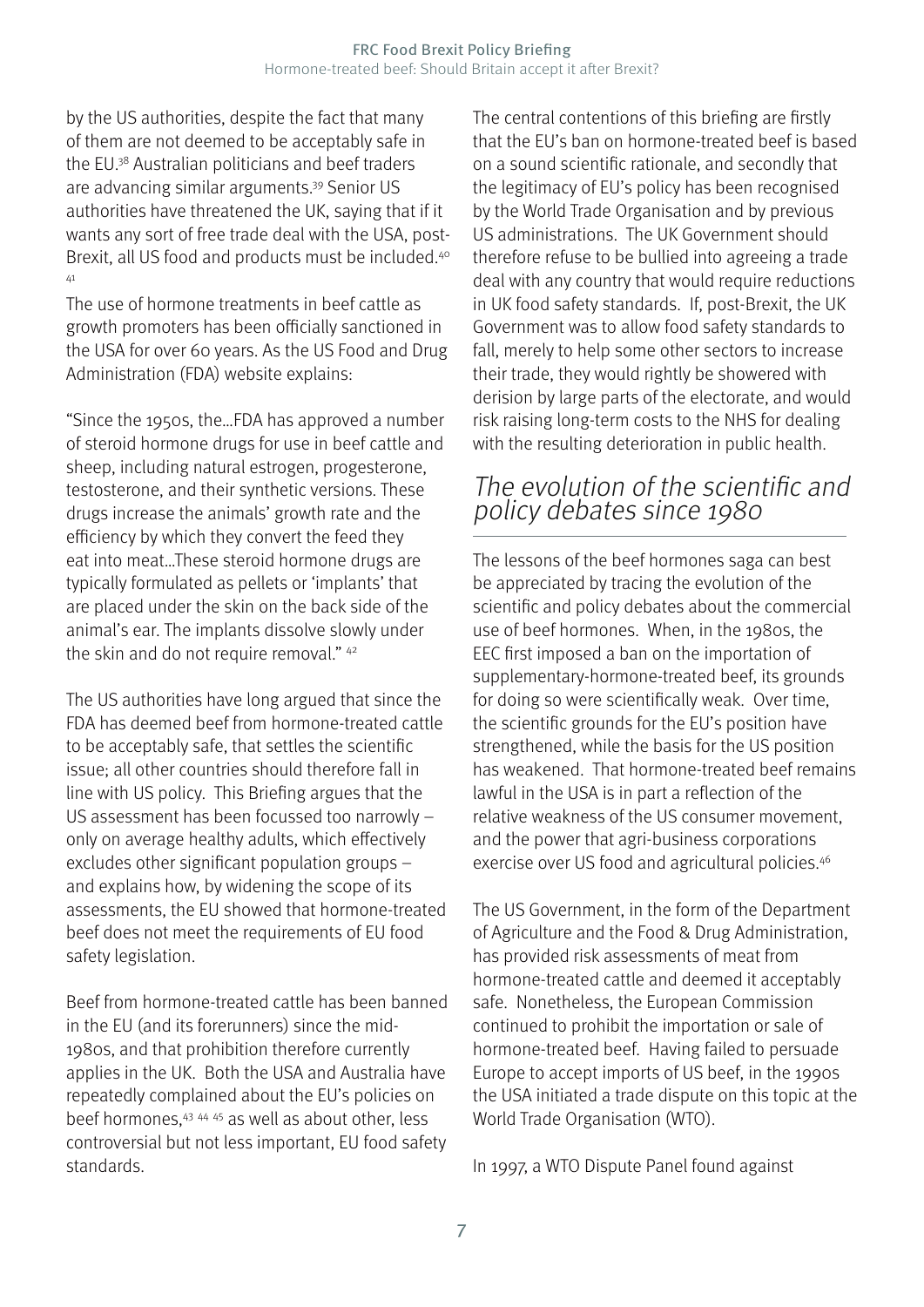by the US authorities, despite the fact that many of them are not deemed to be acceptably safe in the EU.[38] Australian politicians and beef traders are advancing similar arguments.[39] Senior US authorities have threatened the UK, saying that if it wants any sort of free trade deal with the USA, post-Brexit, all US food and products must be included.[40] [41]

The use of hormone treatments in beef cattle as growth promoters has been officially sanctioned in the USA for over 60 years. As the US Food and Drug Administration (FDA) website explains:

"Since the 1950s, the…FDA has approved a number of steroid hormone drugs for use in beef cattle and sheep, including natural estrogen, progesterone, testosterone, and their synthetic versions. These drugs increase the animals' growth rate and the efficiency by which they convert the feed they eat into meat…These steroid hormone drugs are typically formulated as pellets or 'implants' that are placed under the skin on the back side of the animal's ear. The implants dissolve slowly under the skin and do not require removal." [42]

The US authorities have long argued that since the FDA has deemed beef from hormone-treated cattle to be acceptably safe, that settles the scientific issue; all other countries should therefore fall in line with US policy. This Briefing argues that the US assessment has been focussed too narrowly – only on average healthy adults, which effectively excludes other significant population groups – and explains how, by widening the scope of its assessments, the EU showed that hormone-treated beef does not meet the requirements of EU food safety legislation.

Beef from hormone-treated cattle has been banned in the EU (and its forerunners) since the mid-1980s, and that prohibition therefore currently applies in the UK. Both the USA and Australia have repeatedly complained about the EU's policies on beef hormones,[43] [44] [45] as well as about other, less controversial but not less important, EU food safety standards.

The central contentions of this briefing are firstly that the EU's ban on hormone-treated beef is based on a sound scientific rationale, and secondly that the legitimacy of EU's policy has been recognised by the World Trade Organisation and by previous US administrations. The UK Government should therefore refuse to be bullied into agreeing a trade deal with any country that would require reductions in UK food safety standards. If, post-Brexit, the UK Government was to allow food safety standards to fall, merely to help some other sectors to increase their trade, they would rightly be showered with derision by large parts of the electorate, and would risk raising long-term costs to the NHS for dealing with the resulting deterioration in public health.

## *The evolution of the scientific and policy debates since 1980*

The lessons of the beef hormones saga can best be appreciated by tracing the evolution of the scientific and policy debates about the commercial use of beef hormones. When, in the 1980s, the EEC first imposed a ban on the importation of supplementary-hormone-treated beef, its grounds for doing so were scientifically weak. Over time, the scientific grounds for the EU's position have strengthened, while the basis for the US position has weakened. That hormone-treated beef remains lawful in the USA is in part a reflection of the relative weakness of the US consumer movement, and the power that agri-business corporations exercise over US food and agricultural policies.[46]

The US Government, in the form of the Department of Agriculture and the Food & Drug Administration, has provided risk assessments of meat from hormone-treated cattle and deemed it acceptably safe. Nonetheless, the European Commission continued to prohibit the importation or sale of hormone-treated beef. Having failed to persuade Europe to accept imports of US beef, in the 1990s the USA initiated a trade dispute on this topic at the World Trade Organisation (WTO).

In 1997, a WTO Dispute Panel found against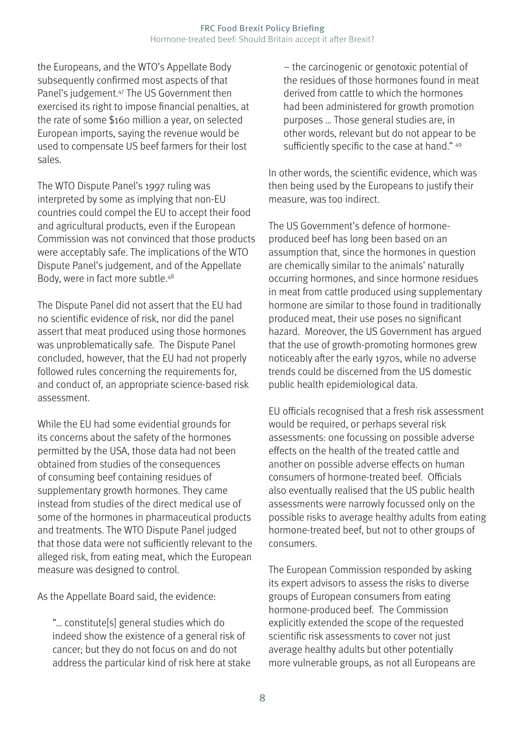the Europeans, and the WTO's Appellate Body subsequently confirmed most aspects of that Panel's judgement.[47] The US Government then exercised its right to impose financial penalties, at the rate of some $160 million a year, on selected European imports, saying the revenue would be used to compensate US beef farmers for their lost sales.

The WTO Dispute Panel's 1997 ruling was interpreted by some as implying that non-EU countries could compel the EU to accept their food and agricultural products, even if the European Commission was not convinced that those products were acceptably safe. The implications of the WTO Dispute Panel's judgement, and of the Appellate Body, were in fact more subtle.[48]

The Dispute Panel did not assert that the EU had no scientific evidence of risk, nor did the panel assert that meat produced using those hormones was unproblematically safe. The Dispute Panel concluded, however, that the EU had not properly followed rules concerning the requirements for, and conduct of, an appropriate science-based risk assessment.

While the EU had some evidential grounds for its concerns about the safety of the hormones permitted by the USA, those data had not been obtained from studies of the consequences of consuming beef containing residues of supplementary growth hormones. They came instead from studies of the direct medical use of some of the hormones in pharmaceutical products and treatments. The WTO Dispute Panel judged that those data were not sufficiently relevant to the alleged risk, from eating meat, which the European measure was designed to control.

As the Appellate Board said, the evidence:

> "… constitute[s] general studies which do indeed show the existence of a general risk of cancer; but they do not focus on and do not address the particular kind of risk here at stake – the carcinogenic or genotoxic potential of the residues of those hormones found in meat derived from cattle to which the hormones had been administered for growth promotion purposes … Those general studies are, in other words, relevant but do not appear to be sufficiently specific to the case at hand." [49]

In other words, the scientific evidence, which was then being used by the Europeans to justify their measure, was too indirect.

The US Government's defence of hormone-produced beef has long been based on an assumption that, since the hormones in question are chemically similar to the animals' naturally occurring hormones, and since hormone residues in meat from cattle produced using supplementary hormone are similar to those found in traditionally produced meat, their use poses no significant hazard. Moreover, the US Government has argued that the use of growth-promoting hormones grew noticeably after the early 1970s, while no adverse trends could be discerned from the US domestic public health epidemiological data.

EU officials recognised that a fresh risk assessment would be required, or perhaps several risk assessments: one focussing on possible adverse effects on the health of the treated cattle and another on possible adverse effects on human consumers of hormone-treated beef. Officials also eventually realised that the US public health assessments were narrowly focussed only on the possible risks to average healthy adults from eating hormone-treated beef, but not to other groups of consumers.

The European Commission responded by asking its expert advisors to assess the risks to diverse groups of European consumers from eating hormone-produced beef. The Commission explicitly extended the scope of the requested scientific risk assessments to cover not just average healthy adults but other potentially more vulnerable groups, as not all Europeans are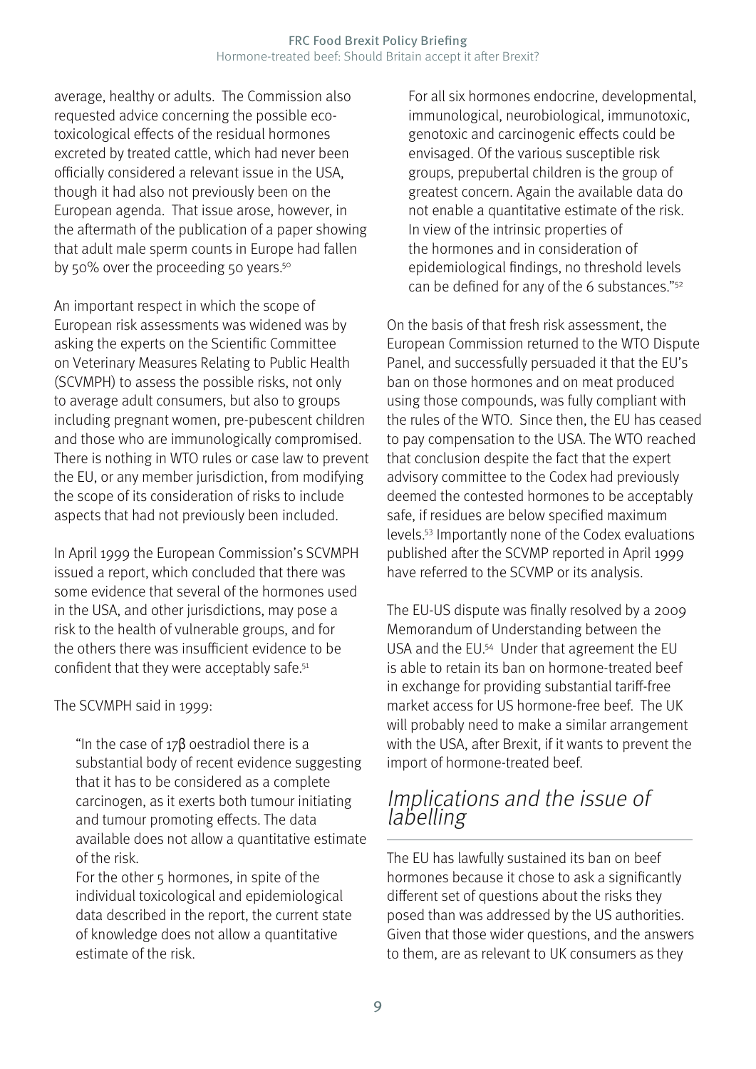average, healthy or adults. The Commission also requested advice concerning the possible eco-toxicological effects of the residual hormones excreted by treated cattle, which had never been officially considered a relevant issue in the USA, though it had also not previously been on the European agenda. That issue arose, however, in the aftermath of the publication of a paper showing that adult male sperm counts in Europe had fallen by 50% over the proceeding 50 years.[50]

An important respect in which the scope of European risk assessments was widened was by asking the experts on the Scientific Committee on Veterinary Measures Relating to Public Health (SCVMPH) to assess the possible risks, not only to average adult consumers, but also to groups including pregnant women, pre-pubescent children and those who are immunologically compromised. There is nothing in WTO rules or case law to prevent the EU, or any member jurisdiction, from modifying the scope of its consideration of risks to include aspects that had not previously been included.

In April 1999 the European Commission's SCVMPH issued a report, which concluded that there was some evidence that several of the hormones used in the USA, and other jurisdictions, may pose a risk to the health of vulnerable groups, and for the others there was insufficient evidence to be confident that they were acceptably safe.[51]

The SCVMPH said in 1999:

> "In the case of 17β oestradiol there is a substantial body of recent evidence suggesting that it has to be considered as a complete carcinogen, as it exerts both tumour initiating and tumour promoting effects. The data available does not allow a quantitative estimate of the risk.
> For the other 5 hormones, in spite of the individual toxicological and epidemiological data described in the report, the current state of knowledge does not allow a quantitative estimate of the risk.
> For all six hormones endocrine, developmental, immunological, neurobiological, immunotoxic, genotoxic and carcinogenic effects could be envisaged. Of the various susceptible risk groups, prepubertal children is the group of greatest concern. Again the available data do not enable a quantitative estimate of the risk. In view of the intrinsic properties of the hormones and in consideration of epidemiological findings, no threshold levels can be defined for any of the 6 substances."[52]

On the basis of that fresh risk assessment, the European Commission returned to the WTO Dispute Panel, and successfully persuaded it that the EU's ban on those hormones and on meat produced using those compounds, was fully compliant with the rules of the WTO. Since then, the EU has ceased to pay compensation to the USA. The WTO reached that conclusion despite the fact that the expert advisory committee to the Codex had previously deemed the contested hormones to be acceptably safe, if residues are below specified maximum levels.[53] Importantly none of the Codex evaluations published after the SCVMP reported in April 1999 have referred to the SCVMP or its analysis.

The EU-US dispute was finally resolved by a 2009 Memorandum of Understanding between the USA and the EU.[54] Under that agreement the EU is able to retain its ban on hormone-treated beef in exchange for providing substantial tariff-free market access for US hormone-free beef. The UK will probably need to make a similar arrangement with the USA, after Brexit, if it wants to prevent the import of hormone-treated beef.

## *Implications and the issue of labelling*

The EU has lawfully sustained its ban on beef hormones because it chose to ask a significantly different set of questions about the risks they posed than was addressed by the US authorities. Given that those wider questions, and the answers to them, are as relevant to UK consumers as they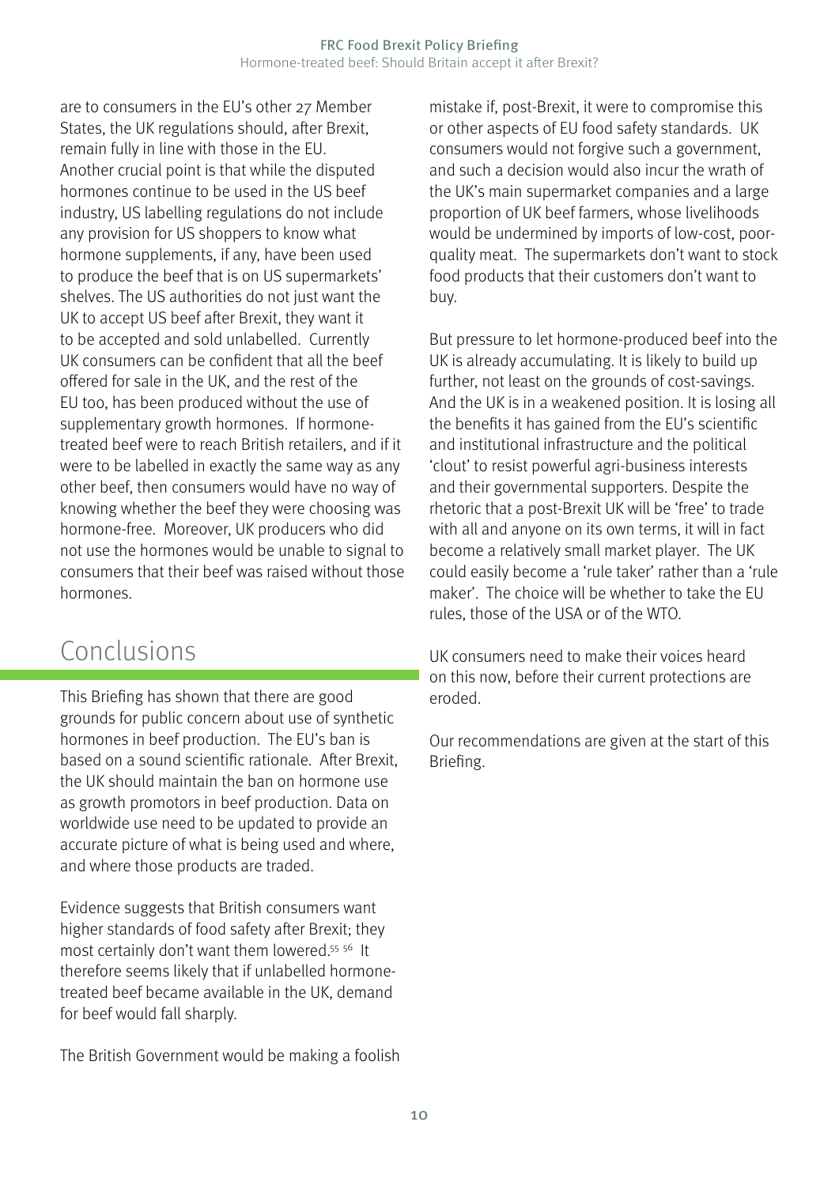are to consumers in the EU's other 27 Member States, the UK regulations should, after Brexit, remain fully in line with those in the EU. Another crucial point is that while the disputed hormones continue to be used in the US beef industry, US labelling regulations do not include any provision for US shoppers to know what hormone supplements, if any, have been used to produce the beef that is on US supermarkets' shelves. The US authorities do not just want the UK to accept US beef after Brexit, they want it to be accepted and sold unlabelled. Currently UK consumers can be confident that all the beef offered for sale in the UK, and the rest of the EU too, has been produced without the use of supplementary growth hormones. If hormone-treated beef were to reach British retailers, and if it were to be labelled in exactly the same way as any other beef, then consumers would have no way of knowing whether the beef they were choosing was hormone-free. Moreover, UK producers who did not use the hormones would be unable to signal to consumers that their beef was raised without those hormones.

## Conclusions

This Briefing has shown that there are good grounds for public concern about use of synthetic hormones in beef production. The EU's ban is based on a sound scientific rationale. After Brexit, the UK should maintain the ban on hormone use as growth promotors in beef production. Data on worldwide use need to be updated to provide an accurate picture of what is being used and where, and where those products are traded.

Evidence suggests that British consumers want higher standards of food safety after Brexit; they most certainly don't want them lowered.[55] [56] It therefore seems likely that if unlabelled hormone-treated beef became available in the UK, demand for beef would fall sharply.

The British Government would be making a foolish mistake if, post-Brexit, it were to compromise this or other aspects of EU food safety standards. UK consumers would not forgive such a government, and such a decision would also incur the wrath of the UK's main supermarket companies and a large proportion of UK beef farmers, whose livelihoods would be undermined by imports of low-cost, poor-quality meat. The supermarkets don't want to stock food products that their customers don't want to buy.

But pressure to let hormone-produced beef into the UK is already accumulating. It is likely to build up further, not least on the grounds of cost-savings. And the UK is in a weakened position. It is losing all the benefits it has gained from the EU's scientific and institutional infrastructure and the political 'clout' to resist powerful agri-business interests and their governmental supporters. Despite the rhetoric that a post-Brexit UK will be 'free' to trade with all and anyone on its own terms, it will in fact become a relatively small market player. The UK could easily become a 'rule taker' rather than a 'rule maker'. The choice will be whether to take the EU rules, those of the USA or of the WTO.

UK consumers need to make their voices heard on this now, before their current protections are eroded.

Our recommendations are given at the start of this Briefing.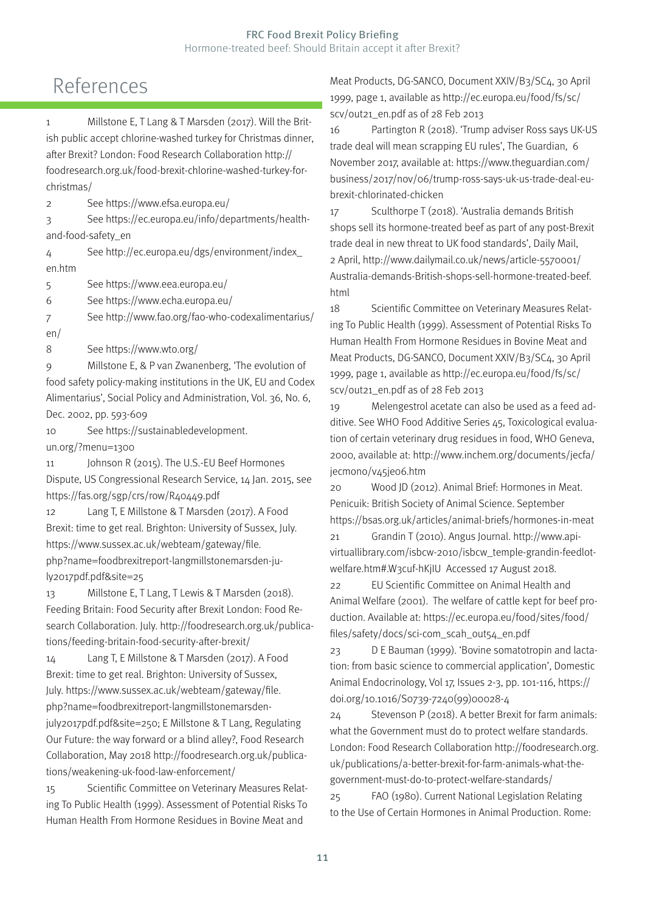# References

1 Millstone E, T Lang & T Marsden (2017). Will the British public accept chlorine-washed turkey for Christmas dinner, after Brexit? London: Food Research Collaboration http://foodresearch.org.uk/food-brexit-chlorine-washed-turkey-for-christmas/

2 See https://www.efsa.europa.eu/

3 See https://ec.europa.eu/info/departments/health-and-food-safety_en

4 See http://ec.europa.eu/dgs/environment/index_en.htm

5 See https://www.eea.europa.eu/

6 See https://www.echa.europa.eu/

7 See http://www.fao.org/fao-who-codexalimentarius/en/

8 See https://www.wto.org/

9 Millstone E, & P van Zwanenberg, 'The evolution of food safety policy-making institutions in the UK, EU and Codex Alimentarius', Social Policy and Administration, Vol. 36, No. 6, Dec. 2002, pp. 593-609

10 See https://sustainabledevelopment.un.org/?menu=1300

11 Johnson R (2015). The U.S.-EU Beef Hormones Dispute, US Congressional Research Service, 14 Jan. 2015, see https://fas.org/sgp/crs/row/R40449.pdf

12 Lang T, E Millstone & T Marsden (2017). A Food Brexit: time to get real. Brighton: University of Sussex, July. https://www.sussex.ac.uk/webteam/gateway/file.php?name=foodbrexitreport-langmillstonemarsden-july2017pdf.pdf&site=25

13 Millstone E, T Lang, T Lewis & T Marsden (2018). Feeding Britain: Food Security after Brexit London: Food Research Collaboration. July. http://foodresearch.org.uk/publications/feeding-britain-food-security-after-brexit/

14 Lang T, E Millstone & T Marsden (2017). A Food Brexit: time to get real. Brighton: University of Sussex, July. https://www.sussex.ac.uk/webteam/gateway/file.php?name=foodbrexitreport-langmillstonemarsden-july2017pdf.pdf&site=250; E Millstone & T Lang, Regulating Our Future: the way forward or a blind alley?, Food Research Collaboration, May 2018 http://foodresearch.org.uk/publications/weakening-uk-food-law-enforcement/

15 Scientific Committee on Veterinary Measures Relating To Public Health (1999). Assessment of Potential Risks To Human Health From Hormone Residues in Bovine Meat and Meat Products, DG-SANCO, Document XXIV/B3/SC4, 30 April 1999, page 1, available as http://ec.europa.eu/food/fs/sc/scv/out21_en.pdf as of 28 Feb 2013

16 Partington R (2018). 'Trump adviser Ross says UK-US trade deal will mean scrapping EU rules', The Guardian, 6 November 2017, available at: https://www.theguardian.com/business/2017/nov/06/trump-ross-says-uk-us-trade-deal-eu-brexit-chlorinated-chicken

17 Sculthorpe T (2018). 'Australia demands British shops sell its hormone-treated beef as part of any post-Brexit trade deal in new threat to UK food standards', Daily Mail, 2 April, http://www.dailymail.co.uk/news/article-5570001/Australia-demands-British-shops-sell-hormone-treated-beef.html

18 Scientific Committee on Veterinary Measures Relating To Public Health (1999). Assessment of Potential Risks To Human Health From Hormone Residues in Bovine Meat and Meat Products, DG-SANCO, Document XXIV/B3/SC4, 30 April 1999, page 1, available as http://ec.europa.eu/food/fs/sc/scv/out21_en.pdf as of 28 Feb 2013

19 Melengestrol acetate can also be used as a feed additive. See WHO Food Additive Series 45, Toxicological evaluation of certain veterinary drug residues in food, WHO Geneva, 2000, available at: http://www.inchem.org/documents/jecfa/jecmono/v45je06.htm

20 Wood JD (2012). Animal Brief: Hormones in Meat. Penicuik: British Society of Animal Science. September https://bsas.org.uk/articles/animal-briefs/hormones-in-meat

21 Grandin T (2010). Angus Journal. http://www.api-virtuallibrary.com/isbcw-2010/isbcw_temple-grandin-feedlot-welfare.htm#.W3cuf-hKjIU Accessed 17 August 2018.

22 EU Scientific Committee on Animal Health and Animal Welfare (2001). The welfare of cattle kept for beef production. Available at: https://ec.europa.eu/food/sites/food/files/safety/docs/sci-com_scah_out54_en.pdf

23 D E Bauman (1999). 'Bovine somatotropin and lactation: from basic science to commercial application', Domestic Animal Endocrinology, Vol 17, Issues 2-3, pp. 101-116, https://doi.org/10.1016/S0739-7240(99)00028-4

24 Stevenson P (2018). A better Brexit for farm animals: what the Government must do to protect welfare standards. London: Food Research Collaboration http://foodresearch.org.uk/publications/a-better-brexit-for-farm-animals-what-the-government-must-do-to-protect-welfare-standards/

25 FAO (1980). Current National Legislation Relating to the Use of Certain Hormones in Animal Production. Rome: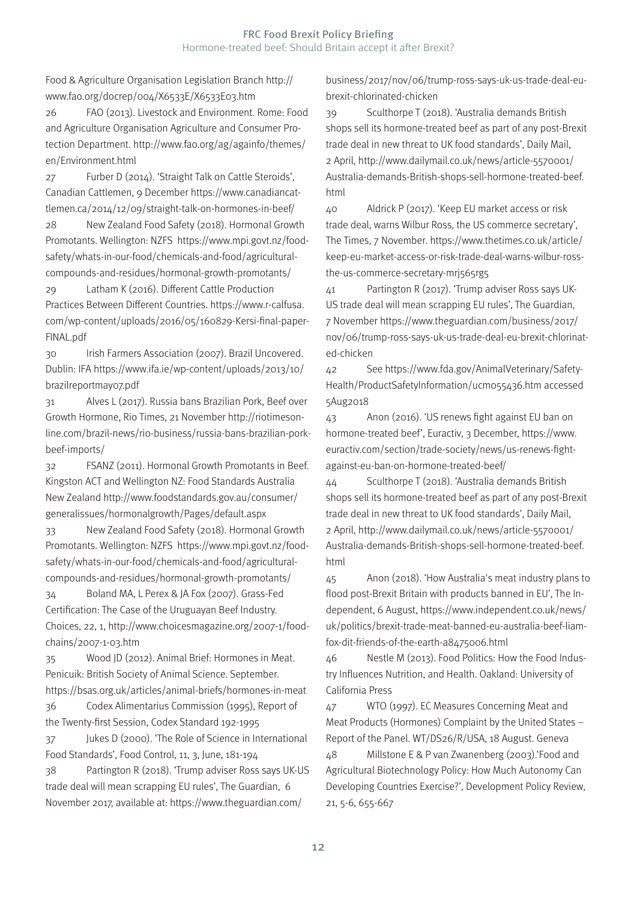Food & Agriculture Organisation Legislation Branch http://www.fao.org/docrep/004/X6533E/X6533E03.htm

26 FAO (2013). Livestock and Environment. Rome: Food and Agriculture Organisation Agriculture and Consumer Protection Department. http://www.fao.org/ag/againfo/themes/en/Environment.html

27 Furber D (2014). 'Straight Talk on Cattle Steroids', Canadian Cattlemen, 9 December https://www.canadiancattlemen.ca/2014/12/09/straight-talk-on-hormones-in-beef/

28 New Zealand Food Safety (2018). Hormonal Growth Promotants. Wellington: NZFS https://www.mpi.govt.nz/food-safety/whats-in-our-food/chemicals-and-food/agricultural-compounds-and-residues/hormonal-growth-promotants/

29 Latham K (2016). Different Cattle Production Practices Between Different Countries. https://www.r-calfusa.com/wp-content/uploads/2016/05/160829-Kersi-final-paper-FINAL.pdf

30 Irish Farmers Association (2007). Brazil Uncovered. Dublin: IFA https://www.ifa.ie/wp-content/uploads/2013/10/brazilreportmay07.pdf

31 Alves L (2017). Russia bans Brazilian Pork, Beef over Growth Hormone, Rio Times, 21 November http://riotimesonline.com/brazil-news/rio-business/russia-bans-brazilian-pork-beef-imports/

32 FSANZ (2011). Hormonal Growth Promotants in Beef. Kingston ACT and Wellington NZ: Food Standards Australia New Zealand http://www.foodstandards.gov.au/consumer/generalissues/hormonalgrowth/Pages/default.aspx

33 New Zealand Food Safety (2018). Hormonal Growth Promotants. Wellington: NZFS https://www.mpi.govt.nz/food-safety/whats-in-our-food/chemicals-and-food/agricultural-compounds-and-residues/hormonal-growth-promotants/

34 Boland MA, L Perex & JA Fox (2007). Grass-Fed Certification: The Case of the Uruguayan Beef Industry. Choices, 22, 1, http://www.choicesmagazine.org/2007-1/foodchains/2007-1-03.htm

35 Wood JD (2012). Animal Brief: Hormones in Meat. Penicuik: British Society of Animal Science. September. https://bsas.org.uk/articles/animal-briefs/hormones-in-meat

36 Codex Alimentarius Commission (1995), Report of the Twenty-first Session, Codex Standard 192-1995

37 Jukes D (2000). 'The Role of Science in International Food Standards', Food Control, 11, 3, June, 181-194

38 Partington R (2018). 'Trump adviser Ross says UK-US trade deal will mean scrapping EU rules', The Guardian, 6 November 2017, available at: https://www.theguardian.com/business/2017/nov/06/trump-ross-says-uk-us-trade-deal-eu-brexit-chlorinated-chicken

39 Sculthorpe T (2018). 'Australia demands British shops sell its hormone-treated beef as part of any post-Brexit trade deal in new threat to UK food standards', Daily Mail, 2 April, http://www.dailymail.co.uk/news/article-5570001/Australia-demands-British-shops-sell-hormone-treated-beef.html

40 Aldrick P (2017). 'Keep EU market access or risk trade deal, warns Wilbur Ross, the US commerce secretary', The Times, 7 November. https://www.thetimes.co.uk/article/keep-eu-market-access-or-risk-trade-deal-warns-wilbur-ross-the-us-commerce-secretary-mrj565rg5

41 Partington R (2017). 'Trump adviser Ross says UK-US trade deal will mean scrapping EU rules', The Guardian, 7 November https://www.theguardian.com/business/2017/nov/06/trump-ross-says-uk-us-trade-deal-eu-brexit-chlorinated-chicken

42 See https://www.fda.gov/AnimalVeterinary/SafetyHealth/ProductSafetyInformation/ucm055436.htm accessed 5Aug2018

43 Anon (2016). 'US renews fight against EU ban on hormone-treated beef', Euractiv, 3 December, https://www.euractiv.com/section/trade-society/news/us-renews-fight-against-eu-ban-on-hormone-treated-beef/

44 Sculthorpe T (2018). 'Australia demands British shops sell its hormone-treated beef as part of any post-Brexit trade deal in new threat to UK food standards', Daily Mail, 2 April, http://www.dailymail.co.uk/news/article-5570001/Australia-demands-British-shops-sell-hormone-treated-beef.html

45 Anon (2018). 'How Australia's meat industry plans to flood post-Brexit Britain with products banned in EU', The Independent, 6 August, https://www.independent.co.uk/news/uk/politics/brexit-trade-meat-banned-eu-australia-beef-liam-fox-dit-friends-of-the-earth-a8475006.html

46 Nestle M (2013). Food Politics: How the Food Industry Influences Nutrition, and Health. Oakland: University of California Press

47 WTO (1997). EC Measures Concerning Meat and Meat Products (Hormones) Complaint by the United States – Report of the Panel. WT/DS26/R/USA, 18 August. Geneva

48 Millstone E & P van Zwanenberg (2003).'Food and Agricultural Biotechnology Policy: How Much Autonomy Can Developing Countries Exercise?', Development Policy Review, 21, 5-6, 655-667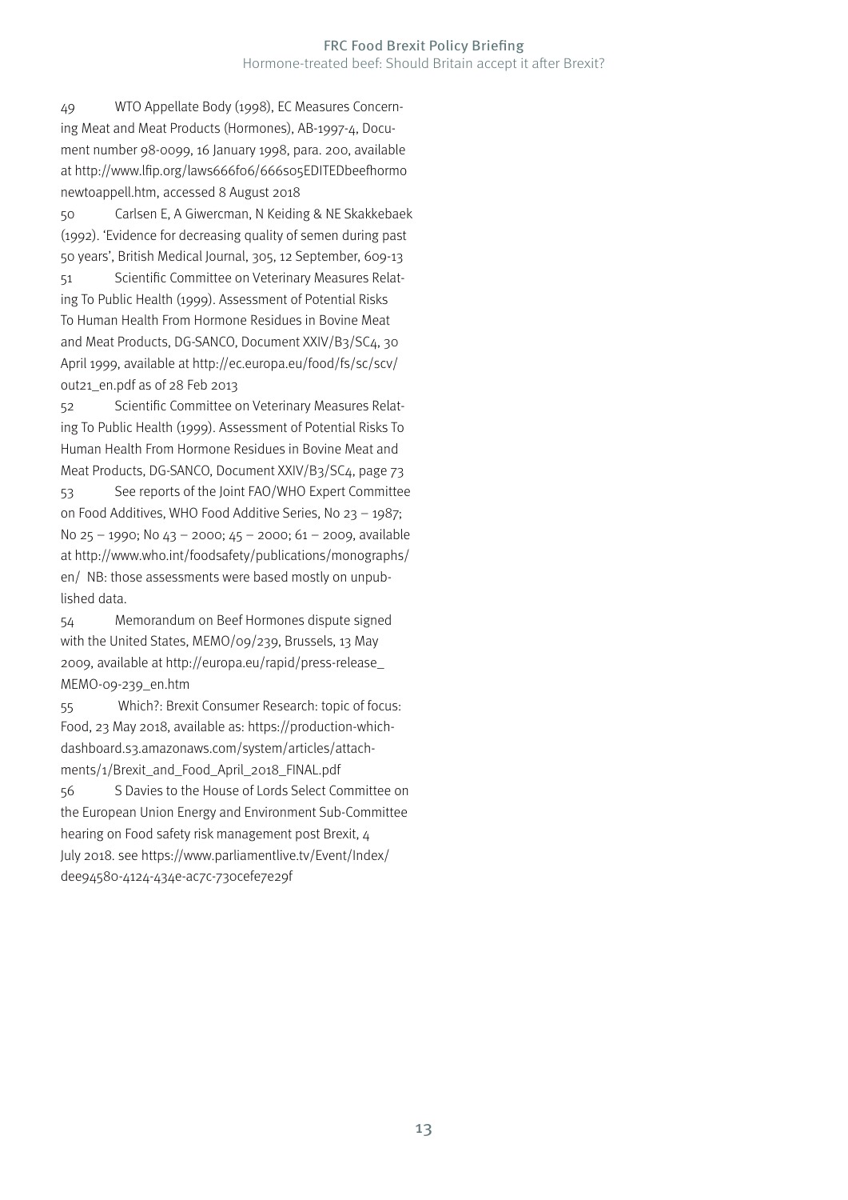49 WTO Appellate Body (1998), EC Measures Concerning Meat and Meat Products (Hormones), AB-1997-4, Document number 98-0099, 16 January 1998, para. 200, available at http://www.lfip.org/laws666f06/666s05EDITEDbeefhormonewtoappell.htm, accessed 8 August 2018

50 Carlsen E, A Giwercman, N Keiding & NE Skakkebaek (1992). 'Evidence for decreasing quality of semen during past 50 years', British Medical Journal, 305, 12 September, 609-13

51 Scientific Committee on Veterinary Measures Relating To Public Health (1999). Assessment of Potential Risks To Human Health From Hormone Residues in Bovine Meat and Meat Products, DG-SANCO, Document XXIV/B3/SC4, 30 April 1999, available at http://ec.europa.eu/food/fs/sc/scv/out21_en.pdf as of 28 Feb 2013

52 Scientific Committee on Veterinary Measures Relating To Public Health (1999). Assessment of Potential Risks To Human Health From Hormone Residues in Bovine Meat and Meat Products, DG-SANCO, Document XXIV/B3/SC4, page 73

53 See reports of the Joint FAO/WHO Expert Committee on Food Additives, WHO Food Additive Series, No 23 – 1987; No 25 – 1990; No 43 – 2000; 45 – 2000; 61 – 2009, available at http://www.who.int/foodsafety/publications/monographs/en/ NB: those assessments were based mostly on unpublished data.

54 Memorandum on Beef Hormones dispute signed with the United States, MEMO/09/239, Brussels, 13 May 2009, available at http://europa.eu/rapid/press-release_MEMO-09-239_en.htm

55 Which?: Brexit Consumer Research: topic of focus: Food, 23 May 2018, available as: https://production-which-dashboard.s3.amazonaws.com/system/articles/attachments/1/Brexit_and_Food_April_2018_FINAL.pdf

56 S Davies to the House of Lords Select Committee on the European Union Energy and Environment Sub-Committee hearing on Food safety risk management post Brexit, 4 July 2018. see https://www.parliamentlive.tv/Event/Index/dee94580-4124-434e-ac7c-730cefe7e29f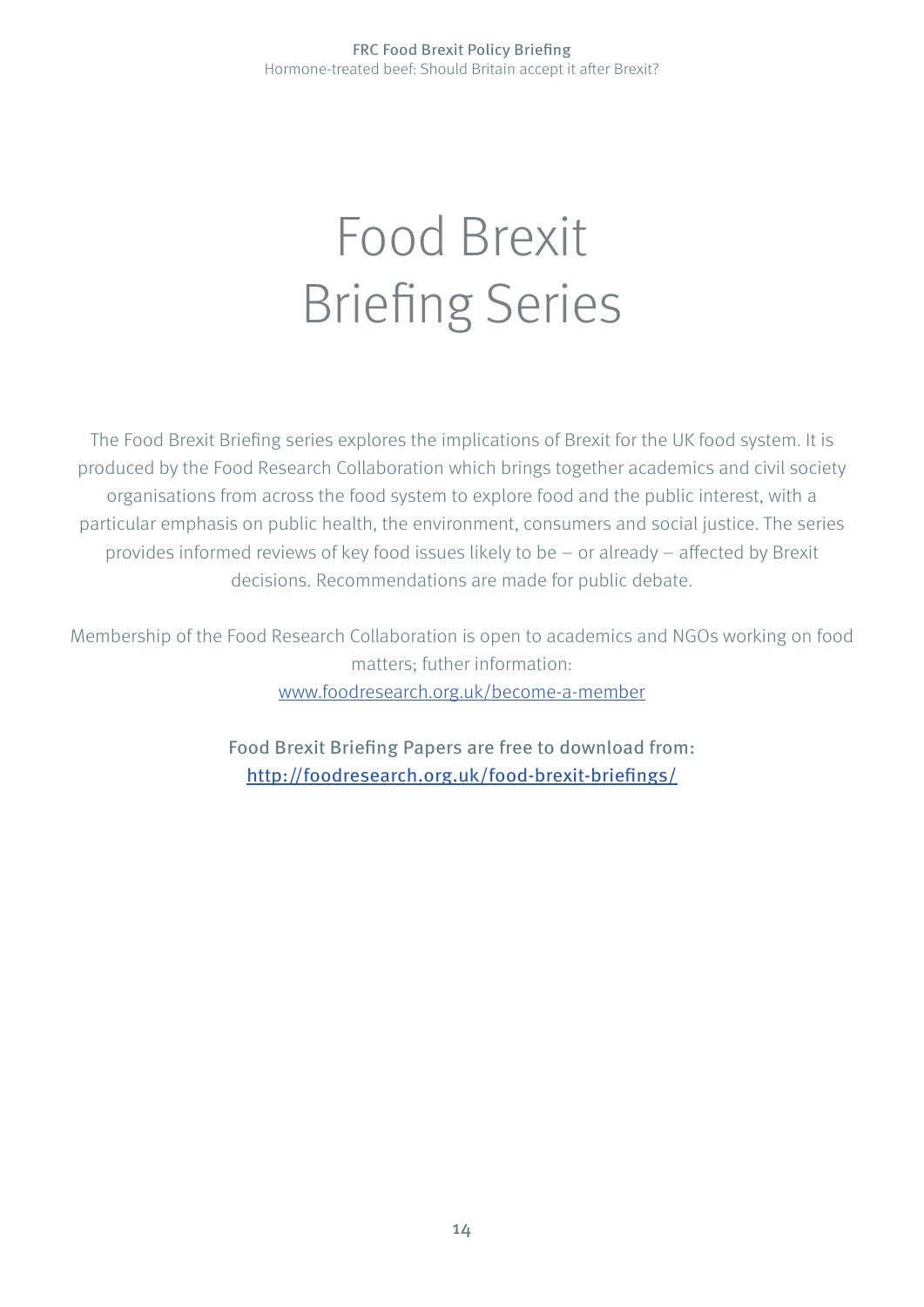# Food Brexit Briefing Series

The Food Brexit Briefing series explores the implications of Brexit for the UK food system. It is produced by the Food Research Collaboration which brings together academics and civil society organisations from across the food system to explore food and the public interest, with a particular emphasis on public health, the environment, consumers and social justice. The series provides informed reviews of key food issues likely to be – or already – affected by Brexit decisions. Recommendations are made for public debate.

Membership of the Food Research Collaboration is open to academics and NGOs working on food matters; futher information: www.foodresearch.org.uk/become-a-member

Food Brexit Briefing Papers are free to download from: http://foodresearch.org.uk/food-brexit-briefings/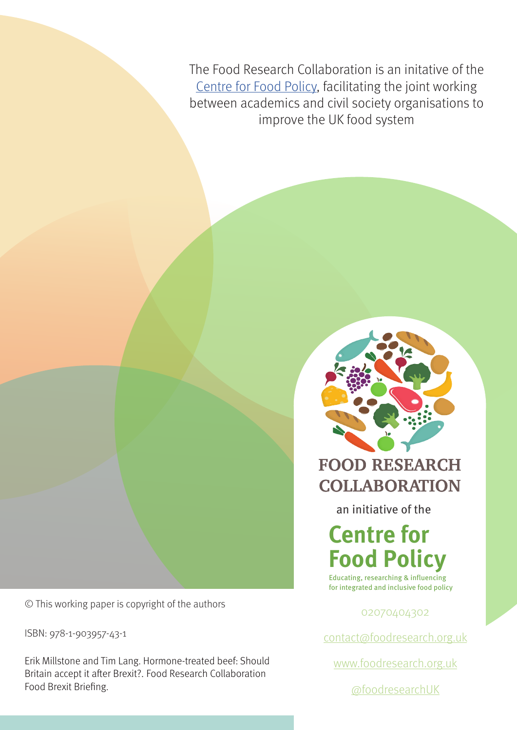The Food Research Collaboration is an initative of the Centre for Food Policy, facilitating the joint working between academics and civil society organisations to improve the UK food system

FOOD RESEARCH COLLABORATION

an initiative of the

Centre for Food Policy

Educating, researching & influencing for integrated and inclusive food policy

© This working paper is copyright of the authors

ISBN: 978-1-903957-43-1

Erik Millstone and Tim Lang. Hormone-treated beef: Should Britain accept it after Brexit?. Food Research Collaboration Food Brexit Briefing.

02070404302

contact@foodresearch.org.uk

www.foodresearch.org.uk

@foodresearchUK